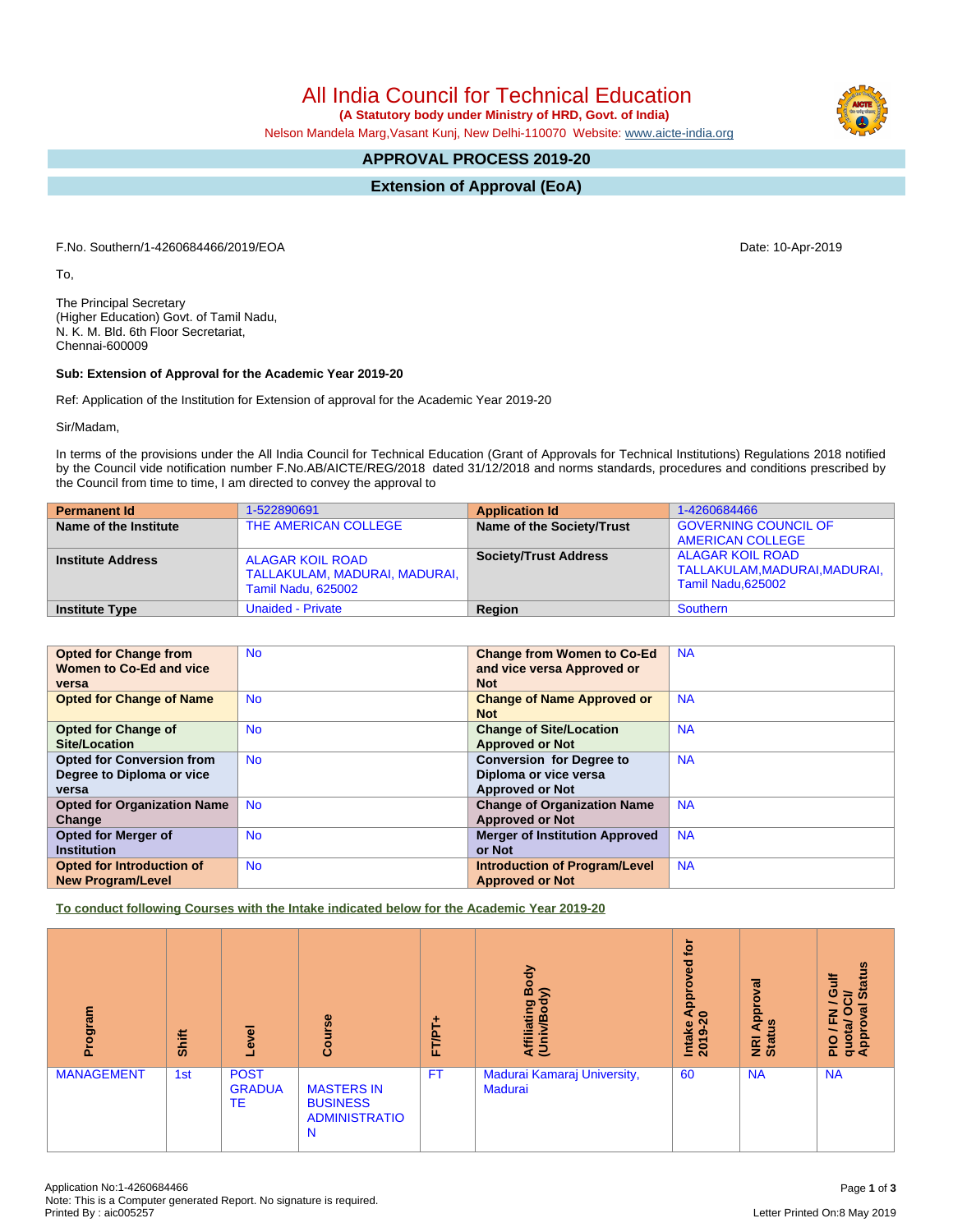# All India Council for Technical Education

**(A Statutory body under Ministry of HRD, Govt. of India)**

Nelson Mandela Marg,Vasant Kunj, New Delhi-110070 Website: www.aicte-india.org

## APPROVAL PROCESS 2019-20

## Extension of Approval (EoA)

F.No. Southern/1-4260684466/2019/EOA

Date: 10-Apr-2019

To,

The Principal Secretary
(Higher Education) Govt. of Tamil Nadu,
N. K. M. Bld. 6th Floor Secretariat,
Chennai-600009

**Sub: Extension of Approval for the Academic Year 2019-20**

Ref: Application of the Institution for Extension of approval for the Academic Year 2019-20

Sir/Madam,

In terms of the provisions under the All India Council for Technical Education (Grant of Approvals for Technical Institutions) Regulations 2018 notified by the Council vide notification number F.No.AB/AICTE/REG/2018 dated 31/12/2018 and norms standards, procedures and conditions prescribed by the Council from time to time, I am directed to convey the approval to

| Permanent Id | 1-522890691 | Application Id | 1-4260684466 |
|---|---|---|---|
| Name of the Institute | THE AMERICAN COLLEGE | Name of the Society/Trust | GOVERNING COUNCIL OF AMERICAN COLLEGE |
| Institute Address | ALAGAR KOIL ROAD TALLAKULAM, MADURAI, MADURAI, Tamil Nadu, 625002 | Society/Trust Address | ALAGAR KOIL ROAD TALLAKULAM,MADURAI,MADURAI, Tamil Nadu,625002 |
| Institute Type | Unaided - Private | Region | Southern |

| Opted for Change from Women to Co-Ed and vice versa | No | Change from Women to Co-Ed and vice versa Approved or Not | NA |
|---|---|---|---|
| Opted for Change of Name | No | Change of Name Approved or Not | NA |
| Opted for Change of Site/Location | No | Change of Site/Location Approved or Not | NA |
| Opted for Conversion from Degree to Diploma or vice versa | No | Conversion for Degree to Diploma or vice versa Approved or Not | NA |
| Opted for Organization Name Change | No | Change of Organization Name Approved or Not | NA |
| Opted for Merger of Institution | No | Merger of Institution Approved or Not | NA |
| Opted for Introduction of New Program/Level | No | Introduction of Program/Level Approved or Not | NA |

**To conduct following Courses with the Intake indicated below for the Academic Year 2019-20**

| Program | Shift | Level | Course | FT/PT+ | Affiliating Body (Univ/Body) | Intake Approved for 2019-20 | NRI Approval Status | PIO / FN / Gulf quota/ OCI/ Approval Status |
|---|---|---|---|---|---|---|---|---|
| MANAGEMENT | 1st | POST GRADUATE | MASTERS IN BUSINESS ADMINISTRATION | FT | Madurai Kamaraj University, Madurai | 60 | NA | NA |

Application No:1-4260684466
Note: This is a Computer generated Report. No signature is required.
Printed By : aic005257

Letter Printed On:8 May 2019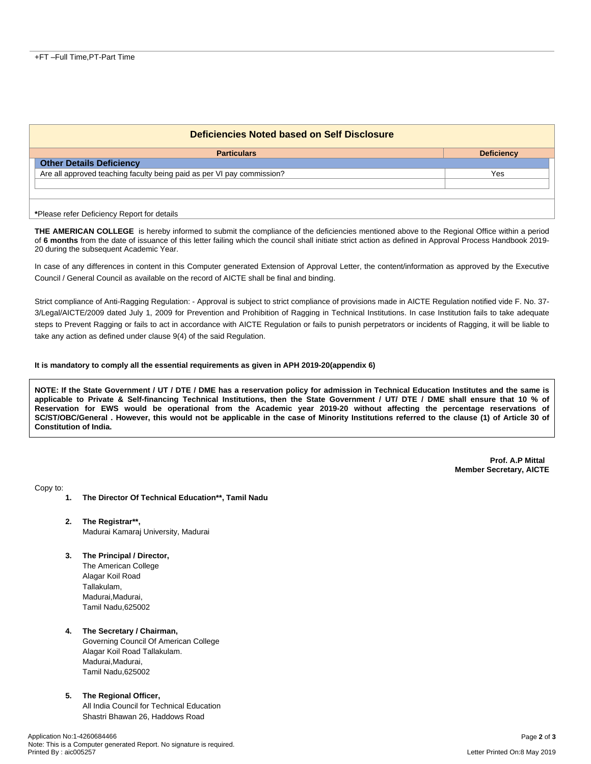+FT –Full Time,PT-Part Time

| Deficiencies Noted based on Self Disclosure | |
|---|---|
| **Particulars** | **Deficiency** |
| **Other Details Deficiency** | |
| Are all approved teaching faculty being paid as per VI pay commission? | Yes |
| | |

***Please refer Deficiency Report for details**

**THE AMERICAN COLLEGE** is hereby informed to submit the compliance of the deficiencies mentioned above to the Regional Office within a period of **6 months** from the date of issuance of this letter failing which the council shall initiate strict action as defined in Approval Process Handbook 2019-20 during the subsequent Academic Year.

In case of any differences in content in this Computer generated Extension of Approval Letter, the content/information as approved by the Executive Council / General Council as available on the record of AICTE shall be final and binding.

Strict compliance of Anti-Ragging Regulation: - Approval is subject to strict compliance of provisions made in AICTE Regulation notified vide F. No. 37-3/Legal/AICTE/2009 dated July 1, 2009 for Prevention and Prohibition of Ragging in Technical Institutions. In case Institution fails to take adequate steps to Prevent Ragging or fails to act in accordance with AICTE Regulation or fails to punish perpetrators or incidents of Ragging, it will be liable to take any action as defined under clause 9(4) of the said Regulation.

**It is mandatory to comply all the essential requirements as given in APH 2019-20(appendix 6)**

**NOTE: If the State Government / UT / DTE / DME has a reservation policy for admission in Technical Education Institutes and the same is applicable to Private & Self-financing Technical Institutions, then the State Government / UT/ DTE / DME shall ensure that 10 % of Reservation for EWS would be operational from the Academic year 2019-20 without affecting the percentage reservations of SC/ST/OBC/General . However, this would not be applicable in the case of Minority Institutions referred to the clause (1) of Article 30 of Constitution of India.**

**Prof. A.P Mittal**
**Member Secretary, AICTE**

Copy to:

1. **The Director Of Technical Education**, Tamil Nadu**

2. **The Registrar**,**
   Madurai Kamaraj University, Madurai

3. **The Principal / Director,**
   The American College
   Alagar Koil Road
   Tallakulam,
   Madurai,Madurai,
   Tamil Nadu,625002

4. **The Secretary / Chairman,**
   Governing Council Of American College
   Alagar Koil Road Tallakulam.
   Madurai,Madurai,
   Tamil Nadu,625002

5. **The Regional Officer,**
   All India Council for Technical Education
   Shastri Bhawan 26, Haddows Road

Application No:1-4260684466
Note: This is a Computer generated Report. No signature is required.
Printed By : aic005257

Letter Printed On:8 May 2019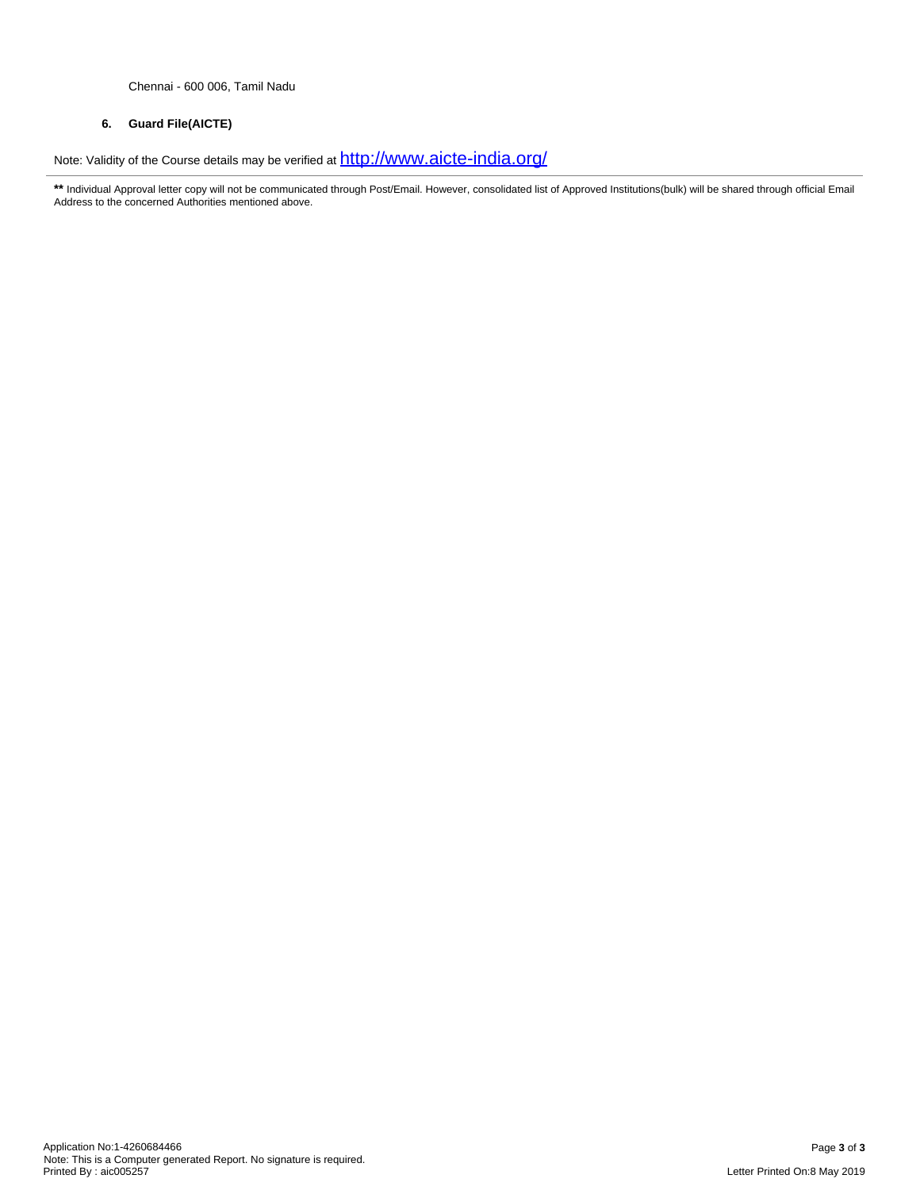Chennai - 600 006, Tamil Nadu

6. **Guard File(AICTE)**

Note: Validity of the Course details may be verified at [http://www.aicte-india.org/](http://www.aicte-india.org/)

---

**\*\*** Individual Approval letter copy will not be communicated through Post/Email. However, consolidated list of Approved Institutions(bulk) will be shared through official Email Address to the concerned Authorities mentioned above.

Application No:1-4260684466
Note: This is a Computer generated Report. No signature is required.
Printed By : aic005257

Letter Printed On:8 May 2019